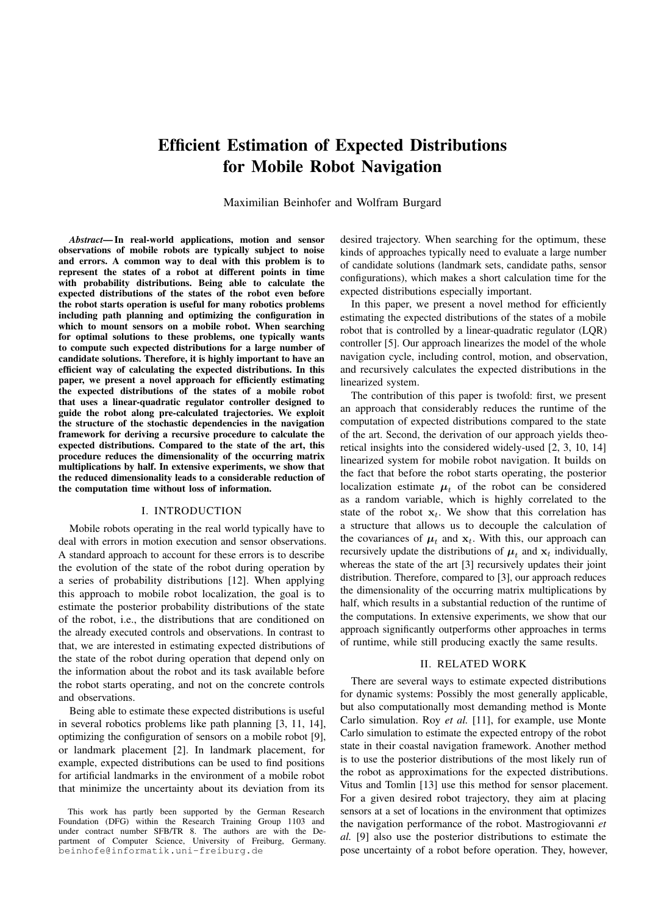# Efficient Estimation of Expected Distributions for Mobile Robot Navigation

Maximilian Beinhofer and Wolfram Burgard

***Abstract*— In real-world applications, motion and sensor observations of mobile robots are typically subject to noise and errors. A common way to deal with this problem is to represent the states of a robot at different points in time with probability distributions. Being able to calculate the expected distributions of the states of the robot even before the robot starts operation is useful for many robotics problems including path planning and optimizing the configuration in which to mount sensors on a mobile robot. When searching for optimal solutions to these problems, one typically wants to compute such expected distributions for a large number of candidate solutions. Therefore, it is highly important to have an efficient way of calculating the expected distributions. In this paper, we present a novel approach for efficiently estimating the expected distributions of the states of a mobile robot that uses a linear-quadratic regulator controller designed to guide the robot along pre-calculated trajectories. We exploit the structure of the stochastic dependencies in the navigation framework for deriving a recursive procedure to calculate the expected distributions. Compared to the state of the art, this procedure reduces the dimensionality of the occurring matrix multiplications by half. In extensive experiments, we show that the reduced dimensionality leads to a considerable reduction of the computation time without loss of information.**

## I. INTRODUCTION

Mobile robots operating in the real world typically have to deal with errors in motion execution and sensor observations. A standard approach to account for these errors is to describe the evolution of the state of the robot during operation by a series of probability distributions [12]. When applying this approach to mobile robot localization, the goal is to estimate the posterior probability distributions of the state of the robot, i.e., the distributions that are conditioned on the already executed controls and observations. In contrast to that, we are interested in estimating expected distributions of the state of the robot during operation that depend only on the information about the robot and its task available before the robot starts operating, and not on the concrete controls and observations.

Being able to estimate these expected distributions is useful in several robotics problems like path planning [3, 11, 14], optimizing the configuration of sensors on a mobile robot [9], or landmark placement [2]. In landmark placement, for example, expected distributions can be used to find positions for artificial landmarks in the environment of a mobile robot that minimize the uncertainty about its deviation from its desired trajectory. When searching for the optimum, these kinds of approaches typically need to evaluate a large number of candidate solutions (landmark sets, candidate paths, sensor configurations), which makes a short calculation time for the expected distributions especially important.

In this paper, we present a novel method for efficiently estimating the expected distributions of the states of a mobile robot that is controlled by a linear-quadratic regulator (LQR) controller [5]. Our approach linearizes the model of the whole navigation cycle, including control, motion, and observation, and recursively calculates the expected distributions in the linearized system.

The contribution of this paper is twofold: first, we present an approach that considerably reduces the runtime of the computation of expected distributions compared to the state of the art. Second, the derivation of our approach yields theoretical insights into the considered widely-used [2, 3, 10, 14] linearized system for mobile robot navigation. It builds on the fact that before the robot starts operating, the posterior localization estimate $\boldsymbol{\mu}_t$ of the robot can be considered as a random variable, which is highly correlated to the state of the robot $\mathbf{x}_t$. We show that this correlation has a structure that allows us to decouple the calculation of the covariances of $\boldsymbol{\mu}_t$ and $\mathbf{x}_t$. With this, our approach can recursively update the distributions of $\boldsymbol{\mu}_t$ and $\mathbf{x}_t$ individually, whereas the state of the art [3] recursively updates their joint distribution. Therefore, compared to [3], our approach reduces the dimensionality of the occurring matrix multiplications by half, which results in a substantial reduction of the runtime of the computations. In extensive experiments, we show that our approach significantly outperforms other approaches in terms of runtime, while still producing exactly the same results.

## II. RELATED WORK

There are several ways to estimate expected distributions for dynamic systems: Possibly the most generally applicable, but also computationally most demanding method is Monte Carlo simulation. Roy *et al.* [11], for example, use Monte Carlo simulation to estimate the expected entropy of the robot state in their coastal navigation framework. Another method is to use the posterior distributions of the most likely run of the robot as approximations for the expected distributions. Vitus and Tomlin [13] use this method for sensor placement. For a given desired robot trajectory, they aim at placing sensors at a set of locations in the environment that optimizes the navigation performance of the robot. Mastrogiovanni *et al.* [9] also use the posterior distributions to estimate the pose uncertainty of a robot before operation. They, however,

This work has partly been supported by the German Research Foundation (DFG) within the Research Training Group 1103 and under contract number SFB/TR 8. The authors are with the Department of Computer Science, University of Freiburg, Germany. beinhofe@informatik.uni-freiburg.de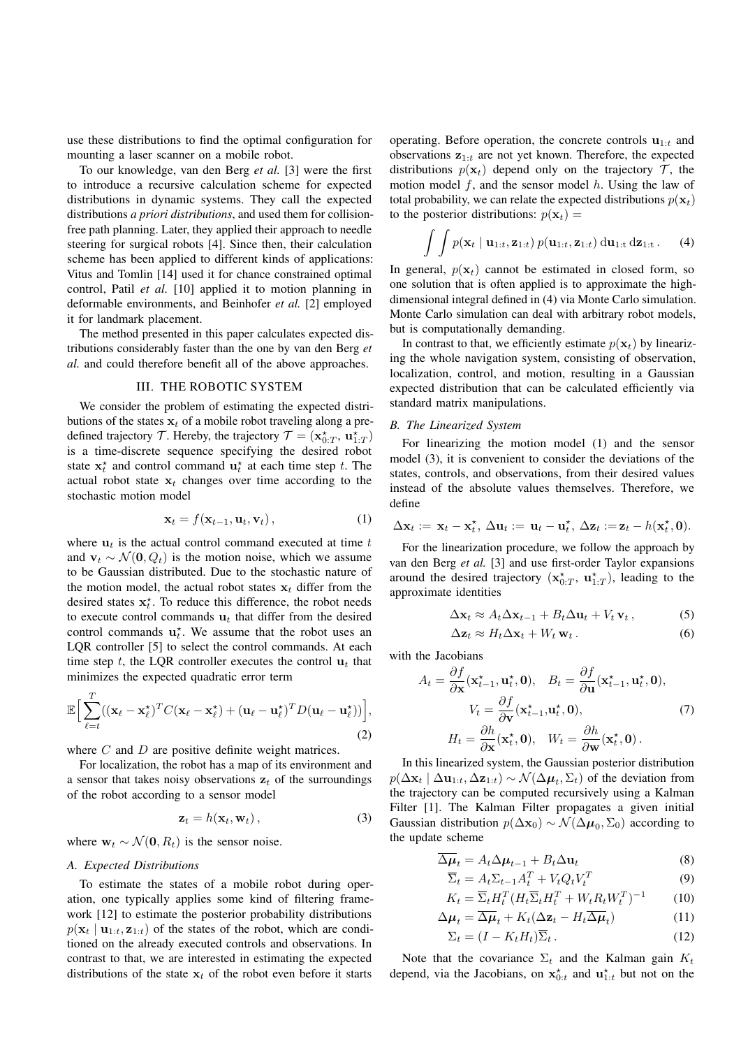use these distributions to find the optimal configuration for mounting a laser scanner on a mobile robot.

To our knowledge, van den Berg *et al.* [3] were the first to introduce a recursive calculation scheme for expected distributions in dynamic systems. They call the expected distributions *a priori distributions*, and used them for collision-free path planning. Later, they applied their approach to needle steering for surgical robots [4]. Since then, their calculation scheme has been applied to different kinds of applications: Vitus and Tomlin [14] used it for chance constrained optimal control, Patil *et al.* [10] applied it to motion planning in deformable environments, and Beinhofer *et al.* [2] employed it for landmark placement.

The method presented in this paper calculates expected distributions considerably faster than the one by van den Berg *et al.* and could therefore benefit all of the above approaches.

## III. The Robotic System

We consider the problem of estimating the expected distributions of the states $\mathbf{x}_t$ of a mobile robot traveling along a predefined trajectory $\mathcal{T}$. Hereby, the trajectory $\mathcal{T} = (\mathbf{x}^\star_{0:T},\ \mathbf{u}^\star_{1:T})$ is a time-discrete sequence specifying the desired robot state $\mathbf{x}^\star_t$ and control command $\mathbf{u}^\star_t$ at each time step $t$. The actual robot state $\mathbf{x}_t$ changes over time according to the stochastic motion model

$$\mathbf{x}_t = f(\mathbf{x}_{t-1}, \mathbf{u}_t, \mathbf{v}_t)\,, \tag{1}$$

where $\mathbf{u}_t$ is the actual control command executed at time $t$ and $\mathbf{v}_t \sim \mathcal{N}(\mathbf{0}, Q_t)$ is the motion noise, which we assume to be Gaussian distributed. Due to the stochastic nature of the motion model, the actual robot states $\mathbf{x}_t$ differ from the desired states $\mathbf{x}^\star_t$. To reduce this difference, the robot needs to execute control commands $\mathbf{u}_t$ that differ from the desired control commands $\mathbf{u}^\star_t$. We assume that the robot uses an LQR controller [5] to select the control commands. At each time step $t$, the LQR controller executes the control $\mathbf{u}_t$ that minimizes the expected quadratic error term

$$\mathbb{E}\Big[\sum_{\ell=t}^{T}((\mathbf{x}_\ell - \mathbf{x}^\star_\ell)^T C(\mathbf{x}_\ell - \mathbf{x}^\star_\ell) + (\mathbf{u}_\ell - \mathbf{u}^\star_\ell)^T D(\mathbf{u}_\ell - \mathbf{u}^\star_\ell))\Big], \tag{2}$$

where $C$ and $D$ are positive definite weight matrices.

For localization, the robot has a map of its environment and a sensor that takes noisy observations $\mathbf{z}_t$ of the surroundings of the robot according to a sensor model

$$\mathbf{z}_t = h(\mathbf{x}_t, \mathbf{w}_t)\,, \tag{3}$$

where $\mathbf{w}_t \sim \mathcal{N}(\mathbf{0}, R_t)$ is the sensor noise.

### A. Expected Distributions

To estimate the states of a mobile robot during operation, one typically applies some kind of filtering framework [12] to estimate the posterior probability distributions $p(\mathbf{x}_t \mid \mathbf{u}_{1:t}, \mathbf{z}_{1:t})$ of the states of the robot, which are conditioned on the already executed controls and observations. In contrast to that, we are interested in estimating the expected distributions of the state $\mathbf{x}_t$ of the robot even before it starts operating. Before operation, the concrete controls $\mathbf{u}_{1:t}$ and observations $\mathbf{z}_{1:t}$ are not yet known. Therefore, the expected distributions $p(\mathbf{x}_t)$ depend only on the trajectory $\mathcal{T}$, the motion model $f$, and the sensor model $h$. Using the law of total probability, we can relate the expected distributions $p(\mathbf{x}_t)$ to the posterior distributions: $p(\mathbf{x}_t) =$

$$\int\int p(\mathbf{x}_t \mid \mathbf{u}_{1:t}, \mathbf{z}_{1:t})\, p(\mathbf{u}_{1:t}, \mathbf{z}_{1:t})\, \mathrm{d}\mathbf{u}_{1:t}\, \mathrm{d}\mathbf{z}_{1:t}\,. \tag{4}$$

In general, $p(\mathbf{x}_t)$ cannot be estimated in closed form, so one solution that is often applied is to approximate the high-dimensional integral defined in (4) via Monte Carlo simulation. Monte Carlo simulation can deal with arbitrary robot models, but is computationally demanding.

In contrast to that, we efficiently estimate $p(\mathbf{x}_t)$ by linearizing the whole navigation system, consisting of observation, localization, control, and motion, resulting in a Gaussian expected distribution that can be calculated efficiently via standard matrix manipulations.

### B. The Linearized System

For linearizing the motion model (1) and the sensor model (3), it is convenient to consider the deviations of the states, controls, and observations, from their desired values instead of the absolute values themselves. Therefore, we define

$$\Delta\mathbf{x}_t := \mathbf{x}_t - \mathbf{x}^\star_t,\ \Delta\mathbf{u}_t := \mathbf{u}_t - \mathbf{u}^\star_t,\ \Delta\mathbf{z}_t := \mathbf{z}_t - h(\mathbf{x}^\star_t, \mathbf{0}).$$

For the linearization procedure, we follow the approach by van den Berg *et al.* [3] and use first-order Taylor expansions around the desired trajectory $(\mathbf{x}^\star_{0:T},\ \mathbf{u}^\star_{1:T})$, leading to the approximate identities

$$\Delta\mathbf{x}_t \approx A_t \Delta\mathbf{x}_{t-1} + B_t \Delta\mathbf{u}_t + V_t\, \mathbf{v}_t\,, \tag{5}$$

$$\Delta\mathbf{z}_t \approx H_t \Delta\mathbf{x}_t + W_t\, \mathbf{w}_t\,. \tag{6}$$

with the Jacobians

$$A_t = \frac{\partial f}{\partial \mathbf{x}}(\mathbf{x}^\star_{t-1}, \mathbf{u}^\star_t, \mathbf{0}), \quad B_t = \frac{\partial f}{\partial \mathbf{u}}(\mathbf{x}^\star_{t-1}, \mathbf{u}^\star_t, \mathbf{0}),$$
$$V_t = \frac{\partial f}{\partial \mathbf{v}}(\mathbf{x}^\star_{t-1}, \mathbf{u}^\star_t, \mathbf{0}), \tag{7}$$
$$H_t = \frac{\partial h}{\partial \mathbf{x}}(\mathbf{x}^\star_t, \mathbf{0}), \quad W_t = \frac{\partial h}{\partial \mathbf{w}}(\mathbf{x}^\star_t, \mathbf{0})\,.$$

In this linearized system, the Gaussian posterior distribution $p(\Delta\mathbf{x}_t \mid \Delta\mathbf{u}_{1:t}, \Delta\mathbf{z}_{1:t}) \sim \mathcal{N}(\Delta\boldsymbol{\mu}_t, \Sigma_t)$ of the deviation from the trajectory can be computed recursively using a Kalman Filter [1]. The Kalman Filter propagates a given initial Gaussian distribution $p(\Delta\mathbf{x}_0) \sim \mathcal{N}(\Delta\boldsymbol{\mu}_0, \Sigma_0)$ according to the update scheme

$$\overline{\Delta\boldsymbol{\mu}}_t = A_t \Delta\boldsymbol{\mu}_{t-1} + B_t \Delta\mathbf{u}_t \tag{8}$$

$$\overline{\Sigma}_t = A_t \Sigma_{t-1} A_t^T + V_t Q_t V_t^T \tag{9}$$

$$K_t = \overline{\Sigma}_t H_t^T (H_t \overline{\Sigma}_t H_t^T + W_t R_t W_t^T)^{-1} \tag{10}$$

$$\Delta\boldsymbol{\mu}_t = \overline{\Delta\boldsymbol{\mu}}_t + K_t(\Delta\mathbf{z}_t - H_t \overline{\Delta\boldsymbol{\mu}}_t) \tag{11}$$

$$\Sigma_t = (I - K_t H_t)\overline{\Sigma}_t\,. \tag{12}$$

Note that the covariance $\Sigma_t$ and the Kalman gain $K_t$ depend, via the Jacobians, on $\mathbf{x}^\star_{0:t}$ and $\mathbf{u}^\star_{1:t}$ but not on the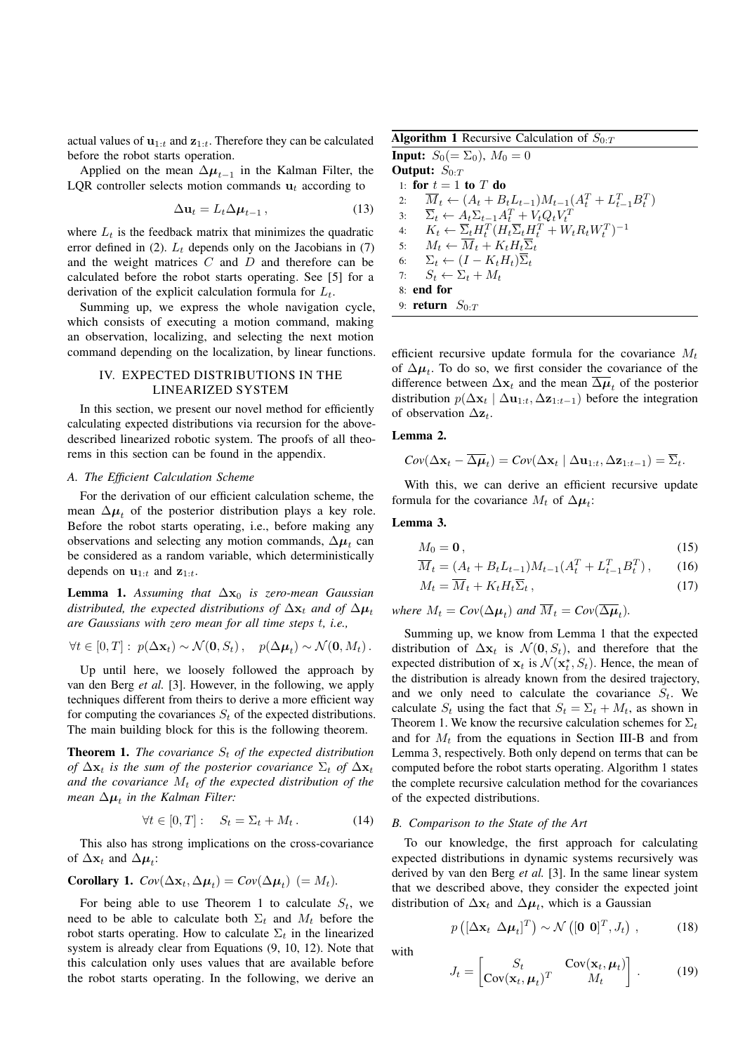actual values of $\mathbf{u}_{1:t}$ and $\mathbf{z}_{1:t}$. Therefore they can be calculated before the robot starts operation.

Applied on the mean $\Delta\boldsymbol{\mu}_{t-1}$ in the Kalman Filter, the LQR controller selects motion commands $\mathbf{u}_t$ according to

$$\Delta\mathbf{u}_t = L_t \Delta\boldsymbol{\mu}_{t-1}\,, \tag{13}$$

where $L_t$ is the feedback matrix that minimizes the quadratic error defined in (2). $L_t$ depends only on the Jacobians in (7) and the weight matrices $C$ and $D$ and therefore can be calculated before the robot starts operating. See [5] for a derivation of the explicit calculation formula for $L_t$.

Summing up, we express the whole navigation cycle, which consists of executing a motion command, making an observation, localizing, and selecting the next motion command depending on the localization, by linear functions.

## IV. EXPECTED DISTRIBUTIONS IN THE LINEARIZED SYSTEM

In this section, we present our novel method for efficiently calculating expected distributions via recursion for the above-described linearized robotic system. The proofs of all theorems in this section can be found in the appendix.

### A. The Efficient Calculation Scheme

For the derivation of our efficient calculation scheme, the mean $\Delta\boldsymbol{\mu}_t$ of the posterior distribution plays a key role. Before the robot starts operating, i.e., before making any observations and selecting any motion commands, $\Delta\boldsymbol{\mu}_t$ can be considered as a random variable, which deterministically depends on $\mathbf{u}_{1:t}$ and $\mathbf{z}_{1:t}$.

**Lemma 1.** *Assuming that $\Delta\mathbf{x}_0$ is zero-mean Gaussian distributed, the expected distributions of $\Delta\mathbf{x}_t$ and of $\Delta\boldsymbol{\mu}_t$ are Gaussians with zero mean for all time steps $t$, i.e.,*

$$\forall t \in [0,T]: \; p(\Delta\mathbf{x}_t) \sim \mathcal{N}(\mathbf{0}, S_t)\,, \quad p(\Delta\boldsymbol{\mu}_t) \sim \mathcal{N}(\mathbf{0}, M_t)\,.$$

Up until here, we loosely followed the approach by van den Berg *et al.* [3]. However, in the following, we apply techniques different from theirs to derive a more efficient way for computing the covariances $S_t$ of the expected distributions. The main building block for this is the following theorem.

**Theorem 1.** *The covariance $S_t$ of the expected distribution of $\Delta\mathbf{x}_t$ is the sum of the posterior covariance $\Sigma_t$ of $\Delta\mathbf{x}_t$ and the covariance $M_t$ of the expected distribution of the mean $\Delta\boldsymbol{\mu}_t$ in the Kalman Filter:*

$$\forall t \in [0,T]: \quad S_t = \Sigma_t + M_t\,. \tag{14}$$

This also has strong implications on the cross-covariance of $\Delta\mathbf{x}_t$ and $\Delta\boldsymbol{\mu}_t$:

**Corollary 1.** *$Cov(\Delta\mathbf{x}_t, \Delta\boldsymbol{\mu}_t) = Cov(\Delta\boldsymbol{\mu}_t)$ $(= M_t)$.*

For being able to use Theorem 1 to calculate $S_t$, we need to be able to calculate both $\Sigma_t$ and $M_t$ before the robot starts operating. How to calculate $\Sigma_t$ in the linearized system is already clear from Equations (9, 10, 12). Note that this calculation only uses values that are available before the robot starts operating. In the following, we derive an efficient recursive update formula for the covariance $M_t$ of $\Delta\boldsymbol{\mu}_t$. To do so, we first consider the covariance of the difference between $\Delta\mathbf{x}_t$ and the mean $\overline{\Delta\boldsymbol{\mu}}_t$ of the posterior distribution $p(\Delta\mathbf{x}_t \mid \Delta\mathbf{u}_{1:t}, \Delta\mathbf{z}_{1:t-1})$ before the integration of observation $\Delta\mathbf{z}_t$.

**Algorithm 1** Recursive Calculation of $S_{0:T}$

**Input:** $S_0 (= \Sigma_0)$, $M_0 = 0$
**Output:** $S_{0:T}$

```
1: for t = 1 to T do
2:     M̄_t ← (A_t + B_t L_{t-1}) M_{t-1} (A_t^T + L_{t-1}^T B_t^T)
3:     Σ̄_t ← A_t Σ_{t-1} A_t^T + V_t Q_t V_t^T
4:     K_t ← Σ̄_t H_t^T (H_t Σ̄_t H_t^T + W_t R_t W_t^T)^{-1}
5:     M_t ← M̄_t + K_t H_t Σ̄_t
6:     Σ_t ← (I − K_t H_t) Σ̄_t
7:     S_t ← Σ_t + M_t
8: end for
9: return S_{0:T}
```

**Lemma 2.**

$$Cov(\Delta\mathbf{x}_t - \overline{\Delta\boldsymbol{\mu}}_t) = Cov(\Delta\mathbf{x}_t \mid \Delta\mathbf{u}_{1:t}, \Delta\mathbf{z}_{1:t-1}) = \overline{\Sigma}_t.$$

With this, we can derive an efficient recursive update formula for the covariance $M_t$ of $\Delta\boldsymbol{\mu}_t$:

**Lemma 3.**

$$M_0 = \mathbf{0}\,, \tag{15}$$

$$\overline{M}_t = (A_t + B_t L_{t-1}) M_{t-1} (A_t^T + L_{t-1}^T B_t^T)\,, \tag{16}$$

$$M_t = \overline{M}_t + K_t H_t \overline{\Sigma}_t\,, \tag{17}$$

*where $M_t = Cov(\Delta\boldsymbol{\mu}_t)$ and $\overline{M}_t = Cov(\overline{\Delta\boldsymbol{\mu}}_t)$.*

Summing up, we know from Lemma 1 that the expected distribution of $\Delta\mathbf{x}_t$ is $\mathcal{N}(\mathbf{0}, S_t)$, and therefore that the expected distribution of $\mathbf{x}_t$ is $\mathcal{N}(\mathbf{x}_t^\star, S_t)$. Hence, the mean of the distribution is already known from the desired trajectory, and we only need to calculate the covariance $S_t$. We calculate $S_t$ using the fact that $S_t = \Sigma_t + M_t$, as shown in Theorem 1. We know the recursive calculation schemes for $\Sigma_t$ and for $M_t$ from the equations in Section III-B and from Lemma 3, respectively. Both only depend on terms that can be computed before the robot starts operating. Algorithm 1 states the complete recursive calculation method for the covariances of the expected distributions.

### B. Comparison to the State of the Art

To our knowledge, the first approach for calculating expected distributions in dynamic systems recursively was derived by van den Berg *et al.* [3]. In the same linear system that we described above, they consider the expected joint distribution of $\Delta\mathbf{x}_t$ and $\Delta\boldsymbol{\mu}_t$, which is a Gaussian

$$p\left([\Delta\mathbf{x}_t \;\; \Delta\boldsymbol{\mu}_t]^T\right) \sim \mathcal{N}\left([\mathbf{0} \;\; \mathbf{0}]^T, J_t\right)\,, \tag{18}$$

with

$$J_t = \begin{bmatrix} S_t & \mathrm{Cov}(\mathbf{x}_t, \boldsymbol{\mu}_t) \\ \mathrm{Cov}(\mathbf{x}_t, \boldsymbol{\mu}_t)^T & M_t \end{bmatrix}\,. \tag{19}$$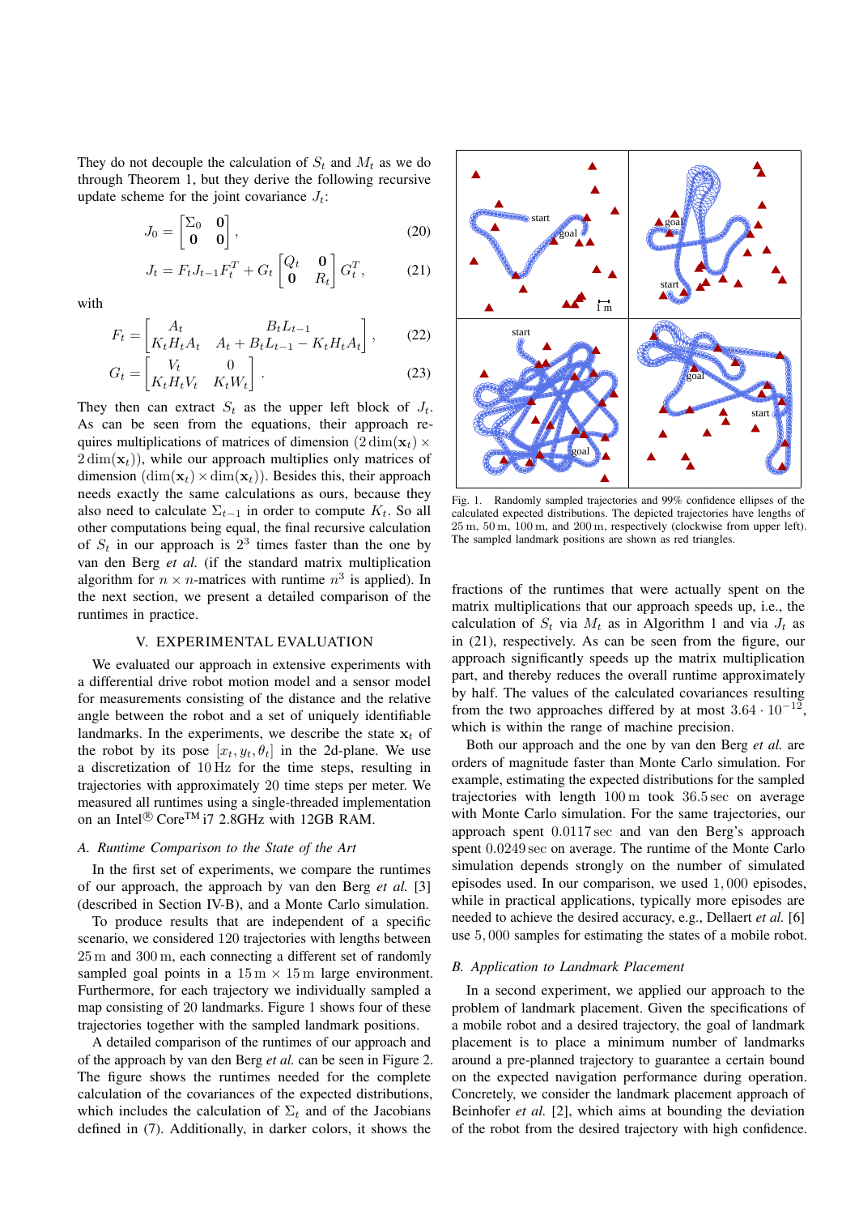They do not decouple the calculation of $S_t$ and $M_t$ as we do through Theorem 1, but they derive the following recursive update scheme for the joint covariance $J_t$:

$$J_0 = \begin{bmatrix} \Sigma_0 & \mathbf{0} \\ \mathbf{0} & \mathbf{0} \end{bmatrix}, \tag{20}$$

$$J_t = F_t J_{t-1} F_t^T + G_t \begin{bmatrix} Q_t & \mathbf{0} \\ \mathbf{0} & R_t \end{bmatrix} G_t^T, \tag{21}$$

with

$$F_t = \begin{bmatrix} A_t & B_t L_{t-1} \\ K_t H_t A_t & A_t + B_t L_{t-1} - K_t H_t A_t \end{bmatrix}, \tag{22}$$

$$G_t = \begin{bmatrix} V_t & 0 \\ K_t H_t V_t & K_t W_t \end{bmatrix}. \tag{23}$$

They then can extract $S_t$ as the upper left block of $J_t$. As can be seen from the equations, their approach requires multiplications of matrices of dimension $(2\dim(\mathbf{x}_t) \times 2\dim(\mathbf{x}_t))$, while our approach multiplies only matrices of dimension $(\dim(\mathbf{x}_t) \times \dim(\mathbf{x}_t))$. Besides this, their approach needs exactly the same calculations as ours, because they also need to calculate $\Sigma_{t-1}$ in order to compute $K_t$. So all other computations being equal, the final recursive calculation of $S_t$ in our approach is $2^3$ times faster than the one by van den Berg *et al.* (if the standard matrix multiplication algorithm for $n \times n$-matrices with runtime $n^3$ is applied). In the next section, we present a detailed comparison of the runtimes in practice.

## V. Experimental Evaluation

We evaluated our approach in extensive experiments with a differential drive robot motion model and a sensor model for measurements consisting of the distance and the relative angle between the robot and a set of uniquely identifiable landmarks. In the experiments, we describe the state $\mathbf{x}_t$ of the robot by its pose $[x_t, y_t, \theta_t]$ in the 2d-plane. We use a discretization of 10 Hz for the time steps, resulting in trajectories with approximately 20 time steps per meter. We measured all runtimes using a single-threaded implementation on an Intel® Core™ i7 2.8GHz with 12GB RAM.

### A. Runtime Comparison to the State of the Art

In the first set of experiments, we compare the runtimes of our approach, the approach by van den Berg *et al.* [3] (described in Section IV-B), and a Monte Carlo simulation.

To produce results that are independent of a specific scenario, we considered 120 trajectories with lengths between 25 m and 300 m, each connecting a different set of randomly sampled goal points in a 15 m × 15 m large environment. Furthermore, for each trajectory we individually sampled a map consisting of 20 landmarks. Figure 1 shows four of these trajectories together with the sampled landmark positions.

A detailed comparison of the runtimes of our approach and of the approach by van den Berg *et al.* can be seen in Figure 2. The figure shows the runtimes needed for the complete calculation of the covariances of the expected distributions, which includes the calculation of $\Sigma_t$ and of the Jacobians defined in (7). Additionally, in darker colors, it shows the fractions of the runtimes that were actually spent on the matrix multiplications that our approach speeds up, i.e., the calculation of $S_t$ via $M_t$ as in Algorithm 1 and via $J_t$ as in (21), respectively. As can be seen from the figure, our approach significantly speeds up the matrix multiplication part, and thereby reduces the overall runtime approximately by half. The values of the calculated covariances resulting from the two approaches differed by at most $3.64 \cdot 10^{-12}$, which is within the range of machine precision.

Fig. 1. Randomly sampled trajectories and 99% confidence ellipses of the calculated expected distributions. The depicted trajectories have lengths of 25 m, 50 m, 100 m, and 200 m, respectively (clockwise from upper left). The sampled landmark positions are shown as red triangles.

Both our approach and the one by van den Berg *et al.* are orders of magnitude faster than Monte Carlo simulation. For example, estimating the expected distributions for the sampled trajectories with length 100 m took 36.5 sec on average with Monte Carlo simulation. For the same trajectories, our approach spent 0.0117 sec and van den Berg's approach spent 0.0249 sec on average. The runtime of the Monte Carlo simulation depends strongly on the number of simulated episodes used. In our comparison, we used 1,000 episodes, while in practical applications, typically more episodes are needed to achieve the desired accuracy, e.g., Dellaert *et al.* [6] use 5,000 samples for estimating the states of a mobile robot.

### B. Application to Landmark Placement

In a second experiment, we applied our approach to the problem of landmark placement. Given the specifications of a mobile robot and a desired trajectory, the goal of landmark placement is to place a minimum number of landmarks around a pre-planned trajectory to guarantee a certain bound on the expected navigation performance during operation. Concretely, we consider the landmark placement approach of Beinhofer *et al.* [2], which aims at bounding the deviation of the robot from the desired trajectory with high confidence.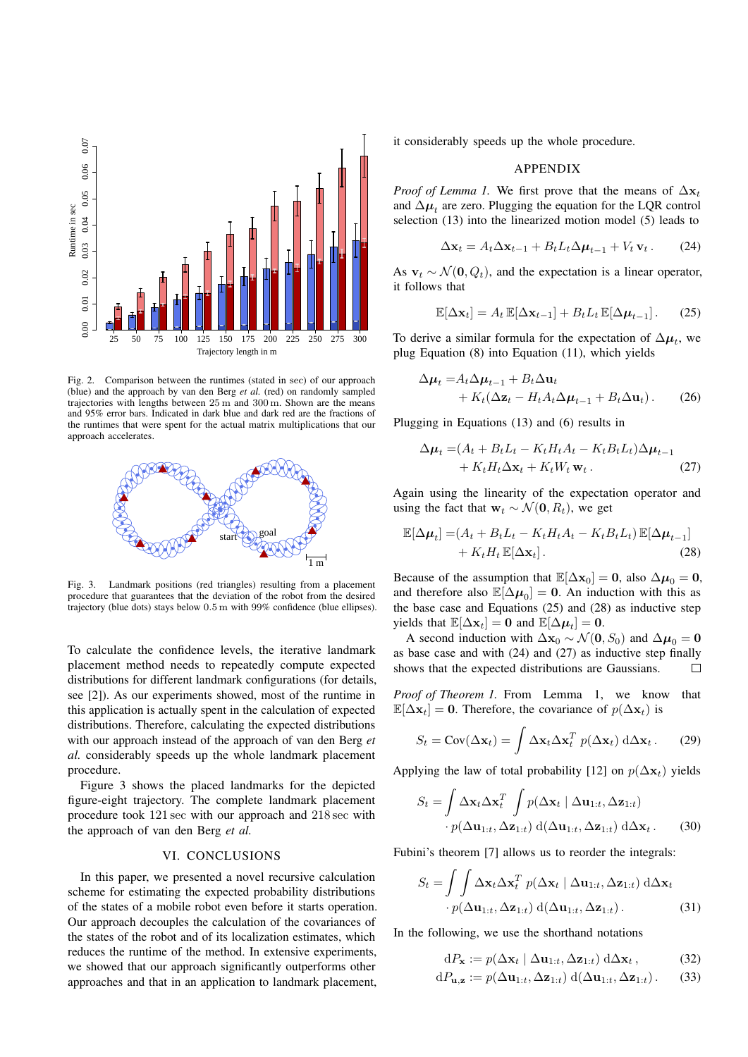Fig. 2. Comparison between the runtimes (stated in sec) of our approach (blue) and the approach by van den Berg *et al.* (red) on randomly sampled trajectories with lengths between 25 m and 300 m. Shown are the means and 95% error bars. Indicated in dark blue and dark red are the fractions of the runtimes that were spent for the actual matrix multiplications that our approach accelerates.

Fig. 3. Landmark positions (red triangles) resulting from a placement procedure that guarantees that the deviation of the robot from the desired trajectory (blue dots) stays below 0.5 m with 99% confidence (blue ellipses).

To calculate the confidence levels, the iterative landmark placement method needs to repeatedly compute expected distributions for different landmark configurations (for details, see [2]). As our experiments showed, most of the runtime in this application is actually spent in the calculation of expected distributions. Therefore, calculating the expected distributions with our approach instead of the approach of van den Berg *et al.* considerably speeds up the whole landmark placement procedure.

Figure 3 shows the placed landmarks for the depicted figure-eight trajectory. The complete landmark placement procedure took 121 sec with our approach and 218 sec with the approach of van den Berg *et al.*

## VI. CONCLUSIONS

In this paper, we presented a novel recursive calculation scheme for estimating the expected probability distributions of the states of a mobile robot even before it starts operation. Our approach decouples the calculation of the covariances of the states of the robot and of its localization estimates, which reduces the runtime of the method. In extensive experiments, we showed that our approach significantly outperforms other approaches and that in an application to landmark placement, it considerably speeds up the whole procedure.

## APPENDIX

*Proof of Lemma 1.* We first prove that the means of $\Delta \mathbf{x}_t$ and $\Delta \boldsymbol{\mu}_t$ are zero. Plugging the equation for the LQR control selection (13) into the linearized motion model (5) leads to

$$\Delta \mathbf{x}_t = A_t \Delta \mathbf{x}_{t-1} + B_t L_t \Delta \boldsymbol{\mu}_{t-1} + V_t \, \mathbf{v}_t \, . \tag{24}$$

As $\mathbf{v}_t \sim \mathcal{N}(\mathbf{0}, Q_t)$, and the expectation is a linear operator, it follows that

$$\mathbb{E}[\Delta \mathbf{x}_t] = A_t \, \mathbb{E}[\Delta \mathbf{x}_{t-1}] + B_t L_t \, \mathbb{E}[\Delta \boldsymbol{\mu}_{t-1}] \, . \tag{25}$$

To derive a similar formula for the expectation of $\Delta \boldsymbol{\mu}_t$, we plug Equation (8) into Equation (11), which yields

$$\begin{aligned} \Delta \boldsymbol{\mu}_t =& A_t \Delta \boldsymbol{\mu}_{t-1} + B_t \Delta \mathbf{u}_t \\ &+ K_t (\Delta \mathbf{z}_t - H_t A_t \Delta \boldsymbol{\mu}_{t-1} + B_t \Delta \mathbf{u}_t) \, . \end{aligned} \tag{26}$$

Plugging in Equations (13) and (6) results in

$$\begin{aligned} \Delta \boldsymbol{\mu}_t =& (A_t + B_t L_t - K_t H_t A_t - K_t B_t L_t) \Delta \boldsymbol{\mu}_{t-1} \\ &+ K_t H_t \Delta \mathbf{x}_t + K_t W_t \, \mathbf{w}_t \, . \end{aligned} \tag{27}$$

Again using the linearity of the expectation operator and using the fact that $\mathbf{w}_t \sim \mathcal{N}(\mathbf{0}, R_t)$, we get

$$\begin{aligned} \mathbb{E}[\Delta \boldsymbol{\mu}_t] =& (A_t + B_t L_t - K_t H_t A_t - K_t B_t L_t) \, \mathbb{E}[\Delta \boldsymbol{\mu}_{t-1}] \\ &+ K_t H_t \, \mathbb{E}[\Delta \mathbf{x}_t] \, . \end{aligned} \tag{28}$$

Because of the assumption that $\mathbb{E}[\Delta \mathbf{x}_0] = \mathbf{0}$, also $\Delta \boldsymbol{\mu}_0 = \mathbf{0}$, and therefore also $\mathbb{E}[\Delta \boldsymbol{\mu}_0] = \mathbf{0}$. An induction with this as the base case and Equations (25) and (28) as inductive step yields that $\mathbb{E}[\Delta \mathbf{x}_t] = \mathbf{0}$ and $\mathbb{E}[\Delta \boldsymbol{\mu}_t] = \mathbf{0}$.

A second induction with $\Delta \mathbf{x}_0 \sim \mathcal{N}(\mathbf{0}, S_0)$ and $\Delta \boldsymbol{\mu}_0 = \mathbf{0}$ as base case and with (24) and (27) as inductive step finally shows that the expected distributions are Gaussians. □

*Proof of Theorem 1.* From Lemma 1, we know that $\mathbb{E}[\Delta \mathbf{x}_t] = \mathbf{0}$. Therefore, the covariance of $p(\Delta \mathbf{x}_t)$ is

$$S_t = \mathrm{Cov}(\Delta \mathbf{x}_t) = \int \Delta \mathbf{x}_t \Delta \mathbf{x}_t^T \; p(\Delta \mathbf{x}_t) \, \mathrm{d}\Delta \mathbf{x}_t \, . \tag{29}$$

Applying the law of total probability [12] on $p(\Delta \mathbf{x}_t)$ yields

$$\begin{aligned} S_t =& \int \Delta \mathbf{x}_t \Delta \mathbf{x}_t^T \int p(\Delta \mathbf{x}_t \mid \Delta \mathbf{u}_{1:t}, \Delta \mathbf{z}_{1:t}) \\ &\cdot p(\Delta \mathbf{u}_{1:t}, \Delta \mathbf{z}_{1:t}) \, \mathrm{d}(\Delta \mathbf{u}_{1:t}, \Delta \mathbf{z}_{1:t}) \, \mathrm{d}\Delta \mathbf{x}_t \, . \end{aligned} \tag{30}$$

Fubini's theorem [7] allows us to reorder the integrals:

$$\begin{aligned} S_t =& \int \int \Delta \mathbf{x}_t \Delta \mathbf{x}_t^T \; p(\Delta \mathbf{x}_t \mid \Delta \mathbf{u}_{1:t}, \Delta \mathbf{z}_{1:t}) \, \mathrm{d}\Delta \mathbf{x}_t \\ &\cdot p(\Delta \mathbf{u}_{1:t}, \Delta \mathbf{z}_{1:t}) \, \mathrm{d}(\Delta \mathbf{u}_{1:t}, \Delta \mathbf{z}_{1:t}) \, . \end{aligned} \tag{31}$$

In the following, we use the shorthand notations

$$\mathrm{d}P_{\mathbf{x}} := p(\Delta \mathbf{x}_t \mid \Delta \mathbf{u}_{1:t}, \Delta \mathbf{z}_{1:t}) \, \mathrm{d}\Delta \mathbf{x}_t \, , \tag{32}$$

$$\mathrm{d}P_{\mathbf{u},\mathbf{z}} := p(\Delta \mathbf{u}_{1:t}, \Delta \mathbf{z}_{1:t}) \, \mathrm{d}(\Delta \mathbf{u}_{1:t}, \Delta \mathbf{z}_{1:t}) \, . \tag{33}$$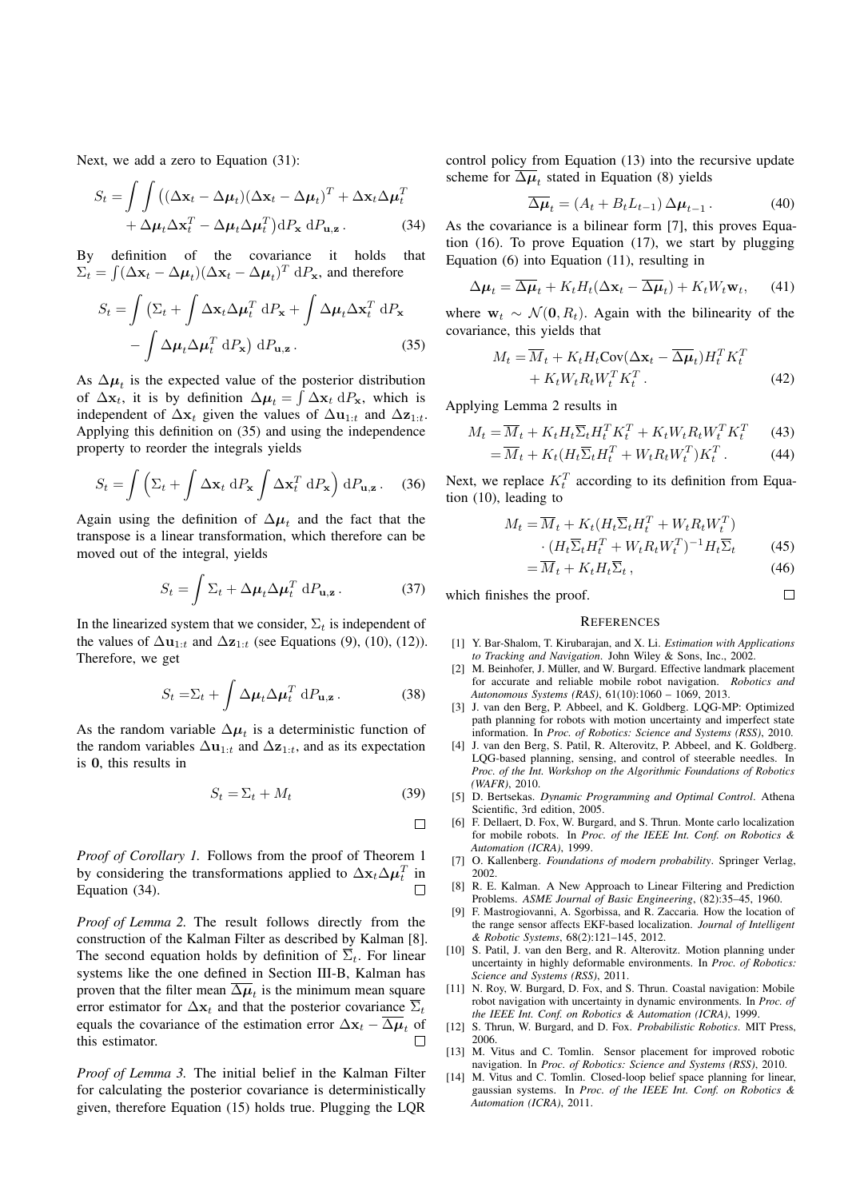Next, we add a zero to Equation (31):

$$S_t = \int \int \big( (\Delta \mathbf{x}_t - \Delta \boldsymbol{\mu}_t)(\Delta \mathbf{x}_t - \Delta \boldsymbol{\mu}_t)^T + \Delta \mathbf{x}_t \Delta \boldsymbol{\mu}_t^T + \Delta \boldsymbol{\mu}_t \Delta \mathbf{x}_t^T - \Delta \boldsymbol{\mu}_t \Delta \boldsymbol{\mu}_t^T \big) \mathrm{d}P_{\mathbf{x}} \, \mathrm{d}P_{\mathbf{u},\mathbf{z}} \,. \tag{34}$$

By definition of the covariance it holds that $\Sigma_t = \int (\Delta \mathbf{x}_t - \Delta \boldsymbol{\mu}_t)(\Delta \mathbf{x}_t - \Delta \boldsymbol{\mu}_t)^T \, \mathrm{d}P_{\mathbf{x}}$, and therefore

$$S_t = \int \big( \Sigma_t + \int \Delta \mathbf{x}_t \Delta \boldsymbol{\mu}_t^T \, \mathrm{d}P_{\mathbf{x}} + \int \Delta \boldsymbol{\mu}_t \Delta \mathbf{x}_t^T \, \mathrm{d}P_{\mathbf{x}} - \int \Delta \boldsymbol{\mu}_t \Delta \boldsymbol{\mu}_t^T \, \mathrm{d}P_{\mathbf{x}} \big) \, \mathrm{d}P_{\mathbf{u},\mathbf{z}} \,. \tag{35}$$

As $\Delta \boldsymbol{\mu}_t$ is the expected value of the posterior distribution of $\Delta \mathbf{x}_t$, it is by definition $\Delta \boldsymbol{\mu}_t = \int \Delta \mathbf{x}_t \, \mathrm{d}P_{\mathbf{x}}$, which is independent of $\Delta \mathbf{x}_t$ given the values of $\Delta \mathbf{u}_{1:t}$ and $\Delta \mathbf{z}_{1:t}$. Applying this definition on (35) and using the independence property to reorder the integrals yields

$$S_t = \int \Big( \Sigma_t + \int \Delta \mathbf{x}_t \, \mathrm{d}P_{\mathbf{x}} \int \Delta \mathbf{x}_t^T \, \mathrm{d}P_{\mathbf{x}} \Big) \, \mathrm{d}P_{\mathbf{u},\mathbf{z}} \,. \tag{36}$$

Again using the definition of $\Delta \boldsymbol{\mu}_t$ and the fact that the transpose is a linear transformation, which therefore can be moved out of the integral, yields

$$S_t = \int \Sigma_t + \Delta \boldsymbol{\mu}_t \Delta \boldsymbol{\mu}_t^T \, \mathrm{d}P_{\mathbf{u},\mathbf{z}} \,. \tag{37}$$

In the linearized system that we consider, $\Sigma_t$ is independent of the values of $\Delta \mathbf{u}_{1:t}$ and $\Delta \mathbf{z}_{1:t}$ (see Equations (9), (10), (12)). Therefore, we get

$$S_t = \Sigma_t + \int \Delta \boldsymbol{\mu}_t \Delta \boldsymbol{\mu}_t^T \, \mathrm{d}P_{\mathbf{u},\mathbf{z}} \,. \tag{38}$$

As the random variable $\Delta \boldsymbol{\mu}_t$ is a deterministic function of the random variables $\Delta \mathbf{u}_{1:t}$ and $\Delta \mathbf{z}_{1:t}$, and as its expectation is $\mathbf{0}$, this results in

$$S_t = \Sigma_t + M_t \tag{39}$$

□

*Proof of Corollary 1.* Follows from the proof of Theorem 1 by considering the transformations applied to $\Delta \mathbf{x}_t \Delta \boldsymbol{\mu}_t^T$ in Equation (34). □

*Proof of Lemma 2.* The result follows directly from the construction of the Kalman Filter as described by Kalman [8]. The second equation holds by definition of $\overline{\Sigma}_t$. For linear systems like the one defined in Section III-B, Kalman has proven that the filter mean $\overline{\Delta \boldsymbol{\mu}}_t$ is the minimum mean square error estimator for $\Delta \mathbf{x}_t$ and that the posterior covariance $\overline{\Sigma}_t$ equals the covariance of the estimation error $\Delta \mathbf{x}_t - \overline{\Delta \boldsymbol{\mu}}_t$ of this estimator. □

*Proof of Lemma 3.* The initial belief in the Kalman Filter for calculating the posterior covariance is deterministically given, therefore Equation (15) holds true. Plugging the LQR control policy from Equation (13) into the recursive update scheme for $\overline{\Delta \boldsymbol{\mu}}_t$ stated in Equation (8) yields

$$\overline{\Delta \boldsymbol{\mu}}_t = (A_t + B_t L_{t-1}) \, \Delta \boldsymbol{\mu}_{t-1} \,. \tag{40}$$

As the covariance is a bilinear form [7], this proves Equation (16). To prove Equation (17), we start by plugging Equation (6) into Equation (11), resulting in

$$\Delta \boldsymbol{\mu}_t = \overline{\Delta \boldsymbol{\mu}}_t + K_t H_t (\Delta \mathbf{x}_t - \overline{\Delta \boldsymbol{\mu}}_t) + K_t W_t \mathbf{w}_t, \tag{41}$$

where $\mathbf{w}_t \sim \mathcal{N}(\mathbf{0}, R_t)$. Again with the bilinearity of the covariance, this yields that

$$M_t = \overline{M}_t + K_t H_t \mathrm{Cov}(\Delta \mathbf{x}_t - \overline{\Delta \boldsymbol{\mu}}_t) H_t^T K_t^T + K_t W_t R_t W_t^T K_t^T \,. \tag{42}$$

Applying Lemma 2 results in

$$M_t = \overline{M}_t + K_t H_t \overline{\Sigma}_t H_t^T K_t^T + K_t W_t R_t W_t^T K_t^T \tag{43}$$

$$= \overline{M}_t + K_t (H_t \overline{\Sigma}_t H_t^T + W_t R_t W_t^T) K_t^T \,. \tag{44}$$

Next, we replace $K_t^T$ according to its definition from Equation (10), leading to

$$M_t = \overline{M}_t + K_t (H_t \overline{\Sigma}_t H_t^T + W_t R_t W_t^T) \cdot (H_t \overline{\Sigma}_t H_t^T + W_t R_t W_t^T)^{-1} H_t \overline{\Sigma}_t \tag{45}$$

$$= \overline{M}_t + K_t H_t \overline{\Sigma}_t \,, \tag{46}$$

which finishes the proof. □

## References

[1] Y. Bar-Shalom, T. Kirubarajan, and X. Li. *Estimation with Applications to Tracking and Navigation*. John Wiley & Sons, Inc., 2002.

[2] M. Beinhofer, J. Müller, and W. Burgard. Effective landmark placement for accurate and reliable mobile robot navigation. *Robotics and Autonomous Systems (RAS)*, 61(10):1060 – 1069, 2013.

[3] J. van den Berg, P. Abbeel, and K. Goldberg. LQG-MP: Optimized path planning for robots with motion uncertainty and imperfect state information. In *Proc. of Robotics: Science and Systems (RSS)*, 2010.

[4] J. van den Berg, S. Patil, R. Alterovitz, P. Abbeel, and K. Goldberg. LQG-based planning, sensing, and control of steerable needles. In *Proc. of the Int. Workshop on the Algorithmic Foundations of Robotics (WAFR)*, 2010.

[5] D. Bertsekas. *Dynamic Programming and Optimal Control*. Athena Scientific, 3rd edition, 2005.

[6] F. Dellaert, D. Fox, W. Burgard, and S. Thrun. Monte carlo localization for mobile robots. In *Proc. of the IEEE Int. Conf. on Robotics & Automation (ICRA)*, 1999.

[7] O. Kallenberg. *Foundations of modern probability*. Springer Verlag, 2002.

[8] R. E. Kalman. A New Approach to Linear Filtering and Prediction Problems. *ASME Journal of Basic Engineering*, (82):35–45, 1960.

[9] F. Mastrogiovanni, A. Sgorbissa, and R. Zaccaria. How the location of the range sensor affects EKF-based localization. *Journal of Intelligent & Robotic Systems*, 68(2):121–145, 2012.

[10] S. Patil, J. van den Berg, and R. Alterovitz. Motion planning under uncertainty in highly deformable environments. In *Proc. of Robotics: Science and Systems (RSS)*, 2011.

[11] N. Roy, W. Burgard, D. Fox, and S. Thrun. Coastal navigation: Mobile robot navigation with uncertainty in dynamic environments. In *Proc. of the IEEE Int. Conf. on Robotics & Automation (ICRA)*, 1999.

[12] S. Thrun, W. Burgard, and D. Fox. *Probabilistic Robotics*. MIT Press, 2006.

[13] M. Vitus and C. Tomlin. Sensor placement for improved robotic navigation. In *Proc. of Robotics: Science and Systems (RSS)*, 2010.

[14] M. Vitus and C. Tomlin. Closed-loop belief space planning for linear, gaussian systems. In *Proc. of the IEEE Int. Conf. on Robotics & Automation (ICRA)*, 2011.